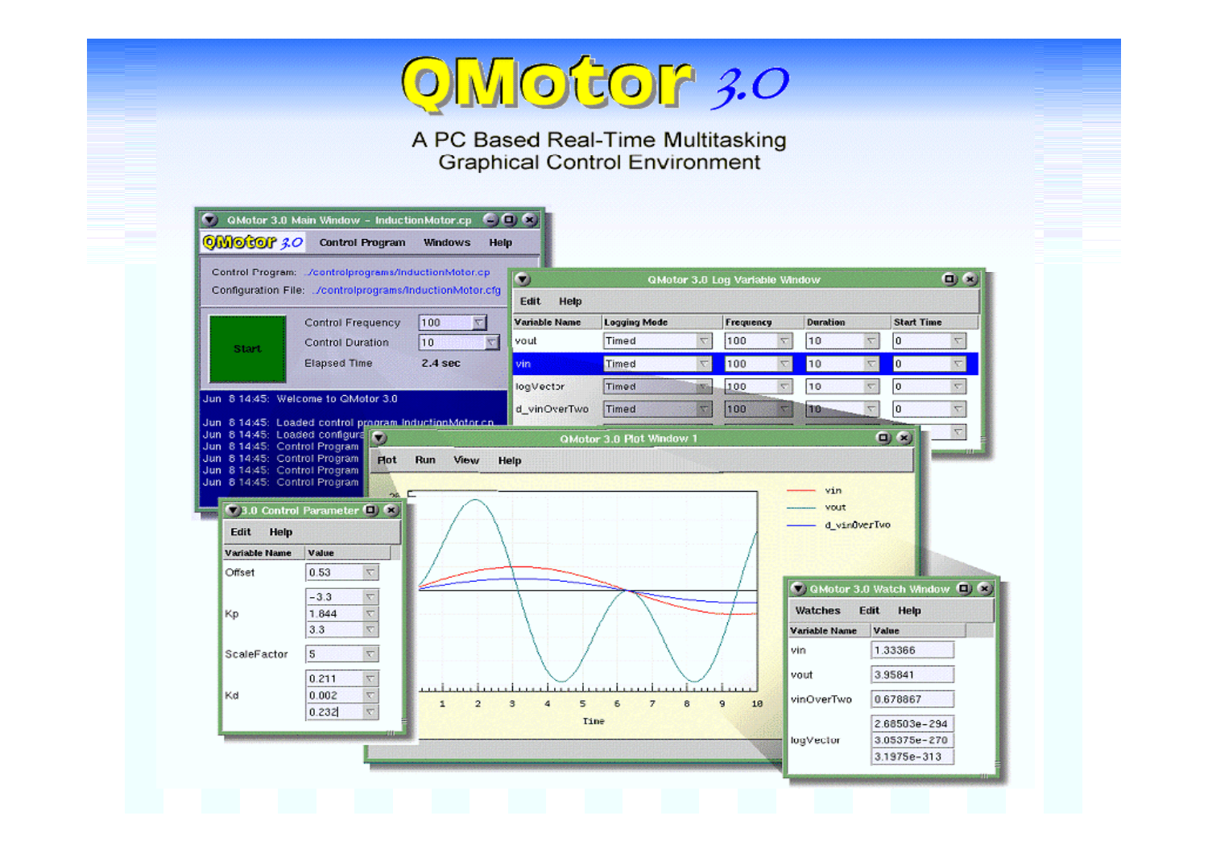# QMotor 3.0

A PC Based Real-Time Multitasking Graphical Control Environment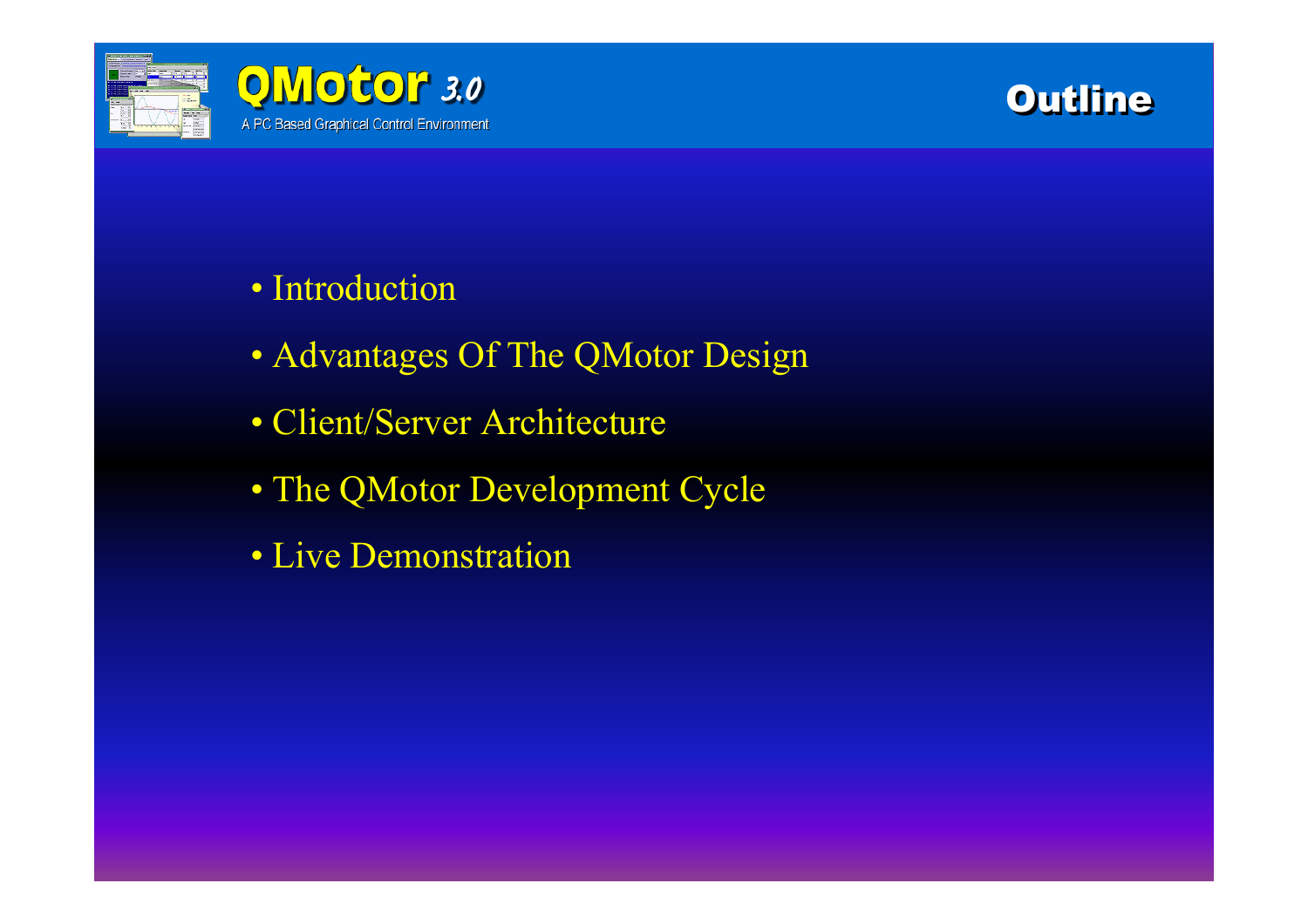# Outline

- Introduction
- Advantages Of The QMotor Design
- Client/Server Architecture
- The QMotor Development Cycle
- Live Demonstration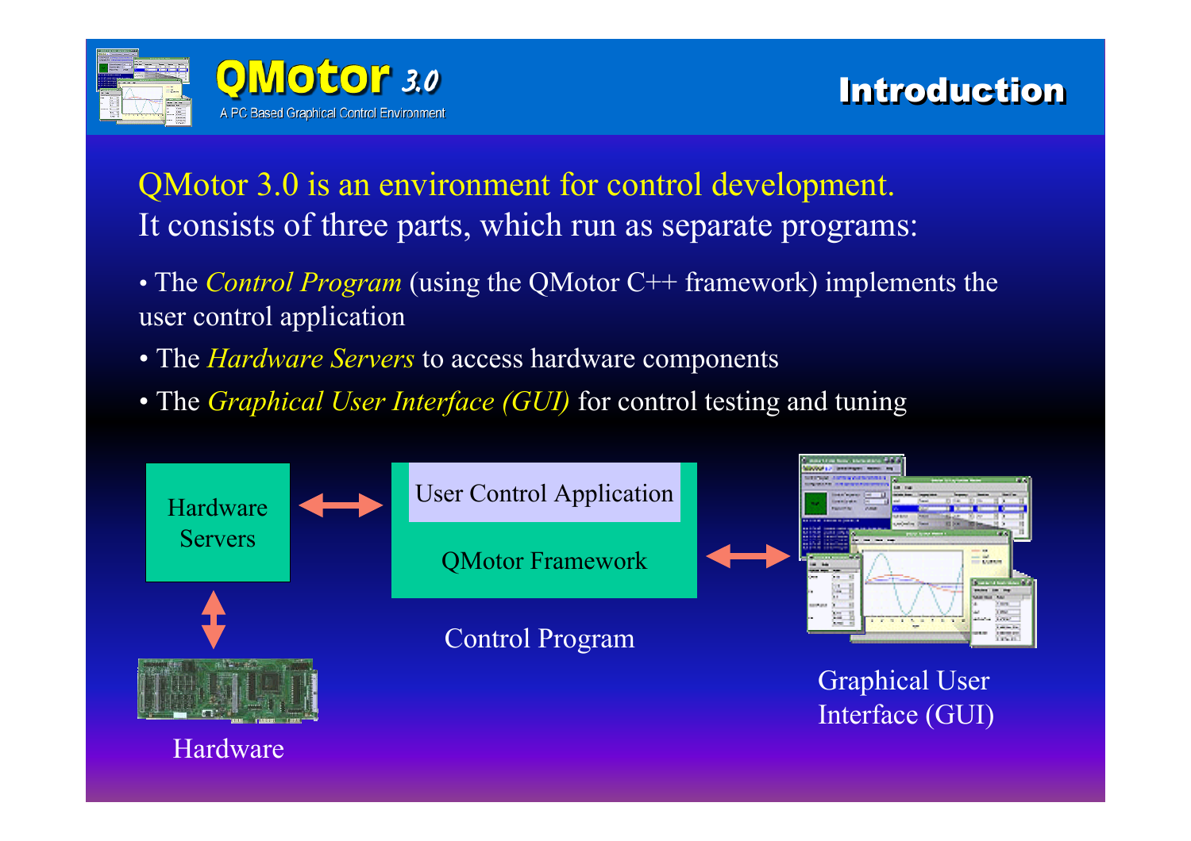# Introduction

QMotor 3.0 is an environment for control development.
It consists of three parts, which run as separate programs:

- The *Control Program* (using the QMotor C++ framework) implements the user control application
- The *Hardware Servers* to access hardware components
- The *Graphical User Interface (GUI)* for control testing and tuning

Hardware Servers

User Control Application

QMotor Framework

Control Program

Hardware

Graphical User Interface (GUI)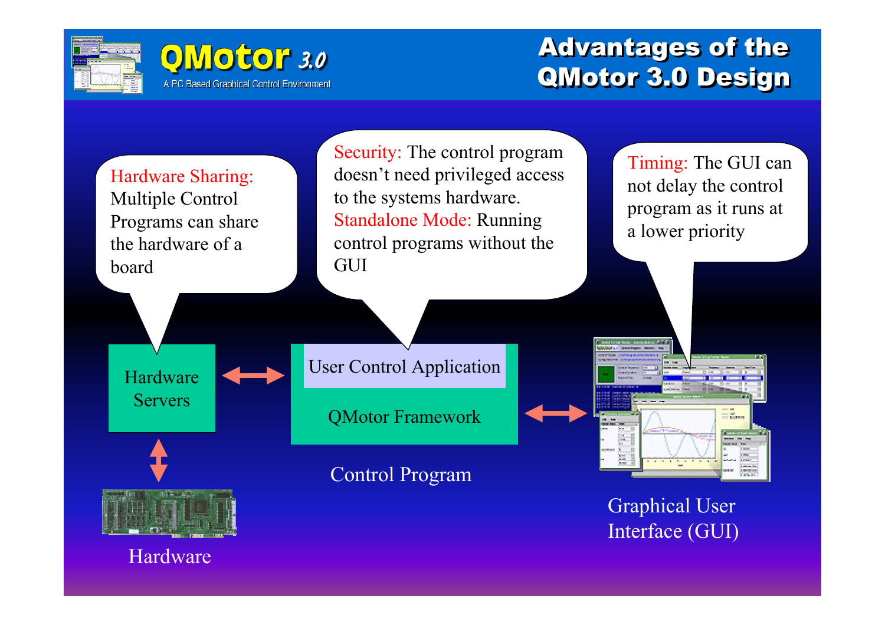# Advantages of the QMotor 3.0 Design

QMotor 3.0

A PC Based Graphical Control Environment

Hardware Sharing: Multiple Control Programs can share the hardware of a board

Security: The control program doesn't need privileged access to the systems hardware.
Standalone Mode: Running control programs without the GUI

Timing: The GUI can not delay the control program as it runs at a lower priority

Hardware Servers

User Control Application

QMotor Framework

Control Program

Hardware

Graphical User Interface (GUI)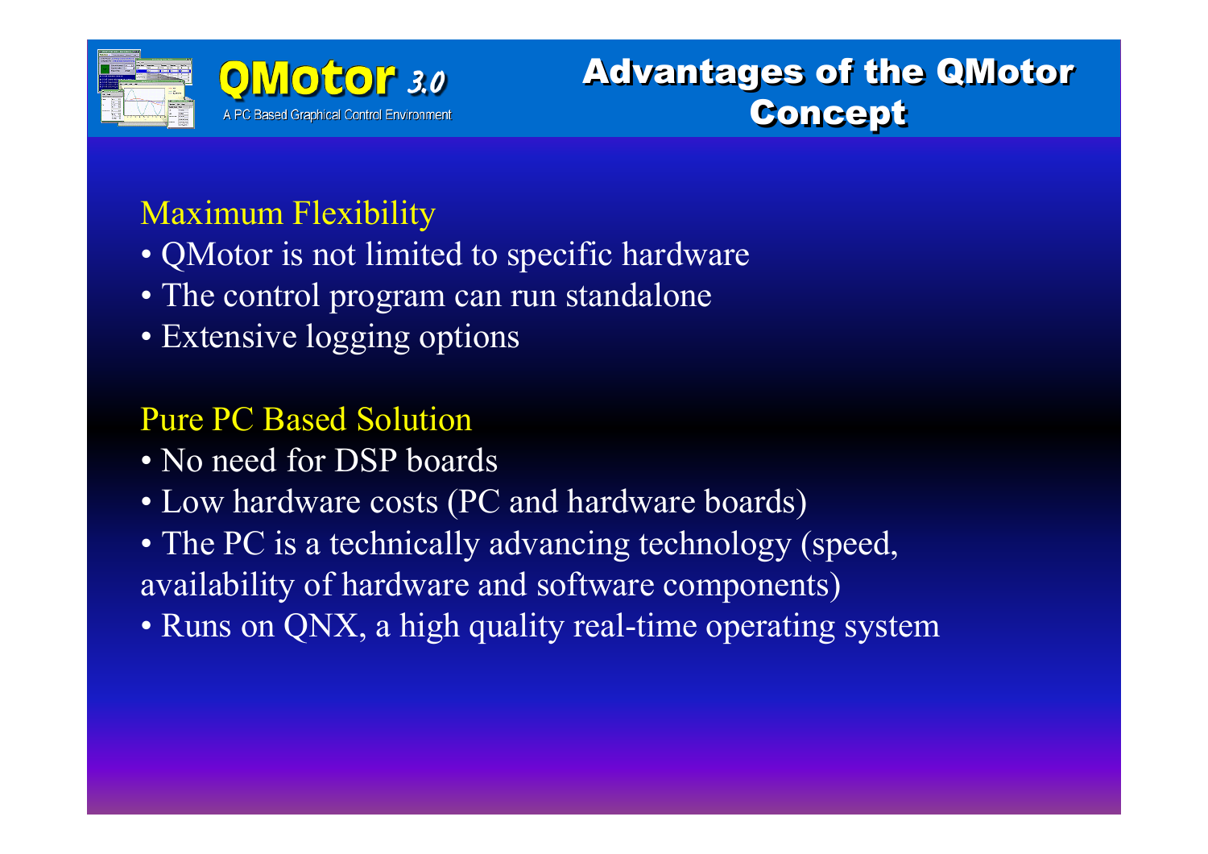# Advantages of the QMotor Concept

## Maximum Flexibility

- QMotor is not limited to specific hardware
- The control program can run standalone
- Extensive logging options

## Pure PC Based Solution

- No need for DSP boards
- Low hardware costs (PC and hardware boards)
- The PC is a technically advancing technology (speed, availability of hardware and software components)
- Runs on QNX, a high quality real-time operating system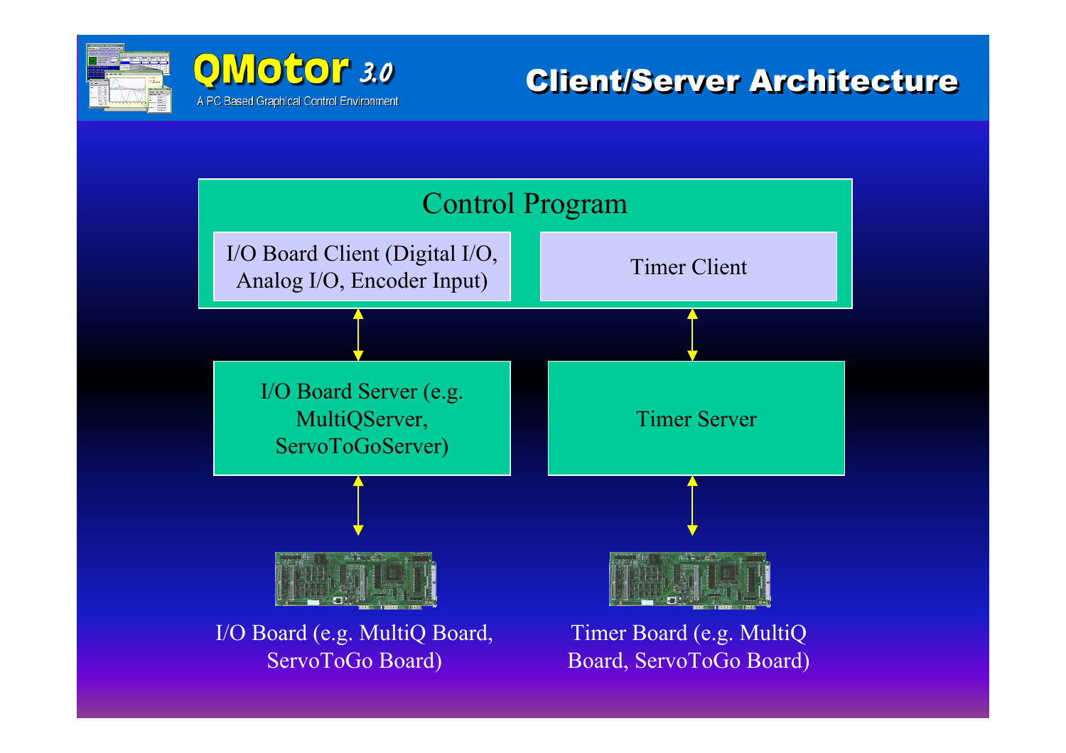# Client/Server Architecture

Control Program

I/O Board Client (Digital I/O, Analog I/O, Encoder Input)

Timer Client

I/O Board Server (e.g. MultiQServer, ServoToGoServer)

Timer Server

I/O Board (e.g. MultiQ Board, ServoToGo Board)

Timer Board (e.g. MultiQ Board, ServoToGo Board)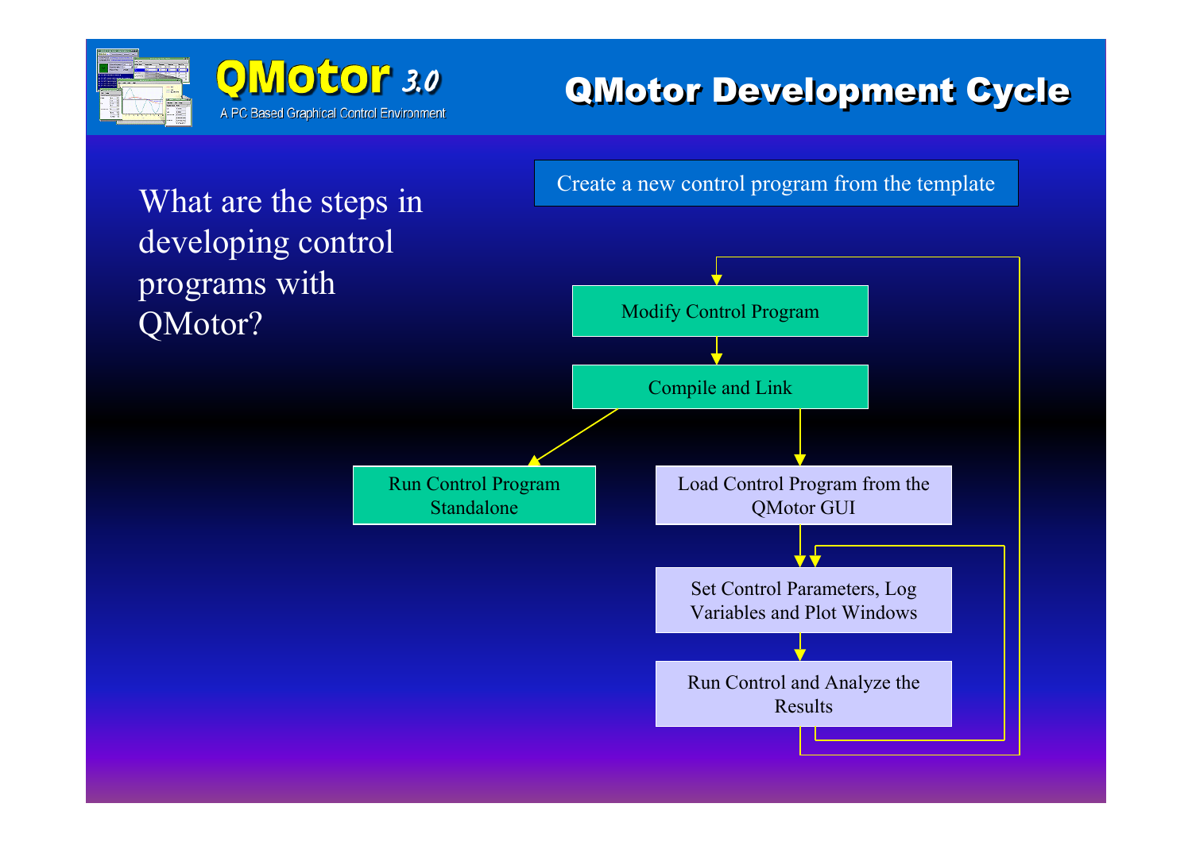# QMotor Development Cycle

QMotor 3.0
A PC Based Graphical Control Environment

What are the steps in developing control programs with QMotor?

- Create a new control program from the template
- Modify Control Program
- Compile and Link
- Run Control Program Standalone
- Load Control Program from the QMotor GUI
- Set Control Parameters, Log Variables and Plot Windows
- Run Control and Analyze the Results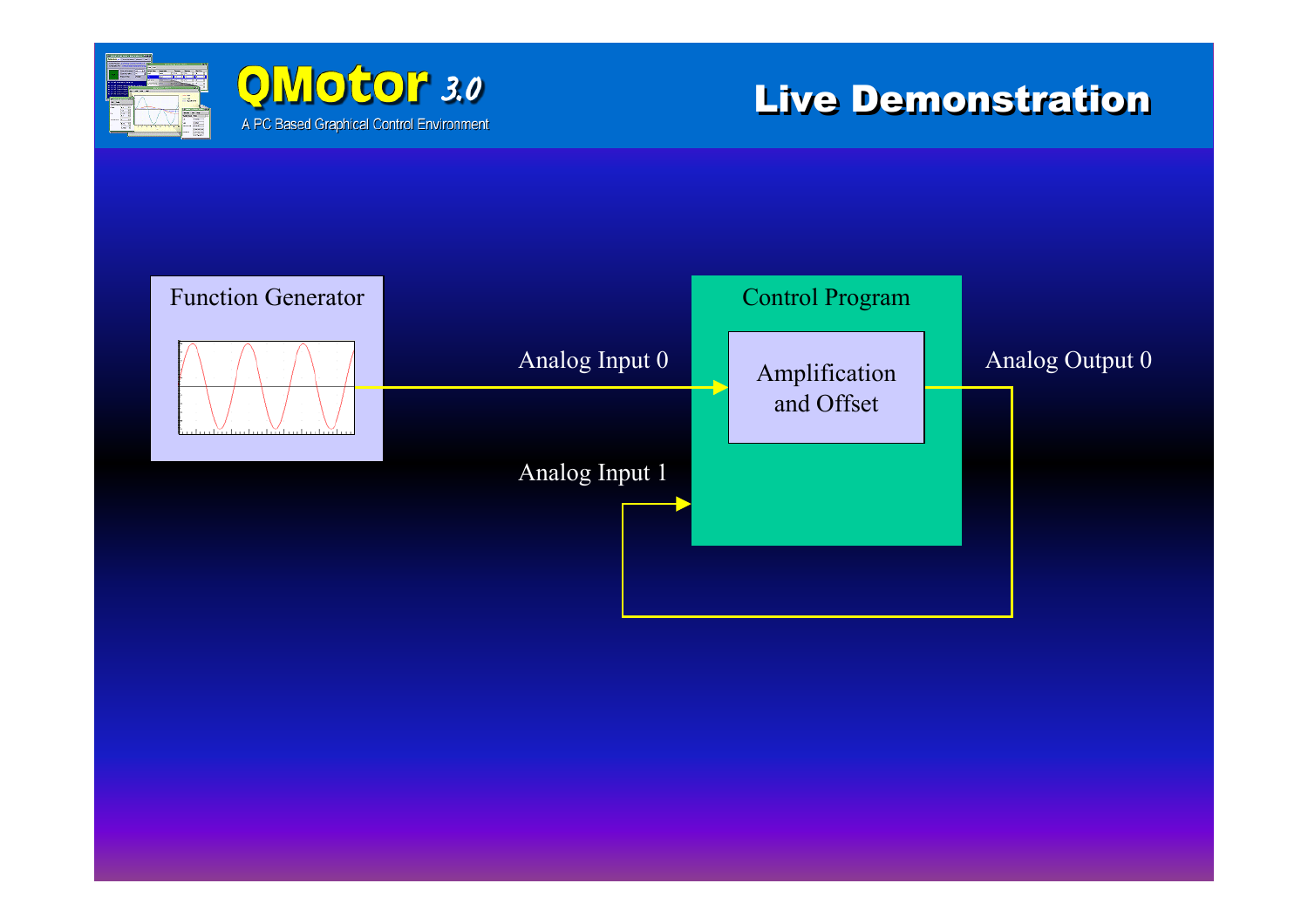# QMotor 3.0

A PC Based Graphical Control Environment

## Live Demonstration

Function Generator

Analog Input 0

Control Program

Amplification and Offset

Analog Output 0

Analog Input 1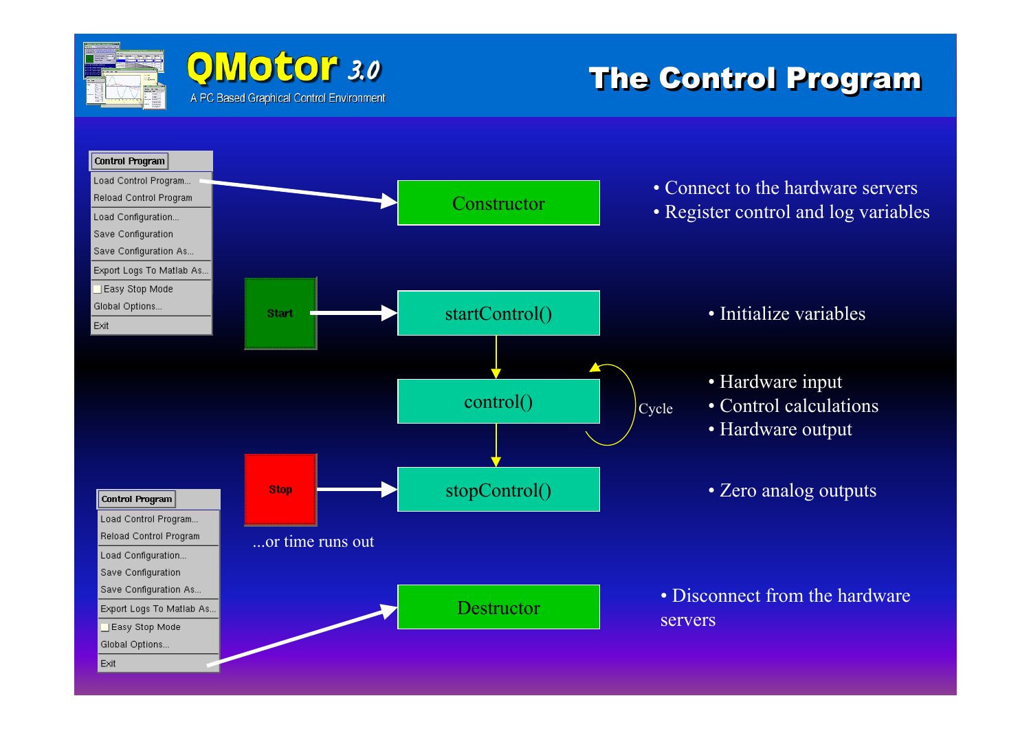# QMotor 3.0

A PC Based Graphical Control Environment

## The Control Program

**Control Program**

- Load Control Program...
- Reload Control Program
- Load Configuration...
- Save Configuration
- Save Configuration As...
- Export Logs To Matlab As...
- Easy Stop Mode
- Global Options...
- Exit

**Constructor**

- Connect to the hardware servers
- Register control and log variables

**Start** → **startControl()**

- Initialize variables

**control()** (Cycle)

- Hardware input
- Control calculations
- Hardware output

**Stop** → **stopControl()**

...or time runs out

- Zero analog outputs

**Control Program**

- Load Control Program...
- Reload Control Program
- Load Configuration...
- Save Configuration
- Save Configuration As...
- Export Logs To Matlab As...
- Easy Stop Mode
- Global Options...
- Exit

**Destructor**

- Disconnect from the hardware servers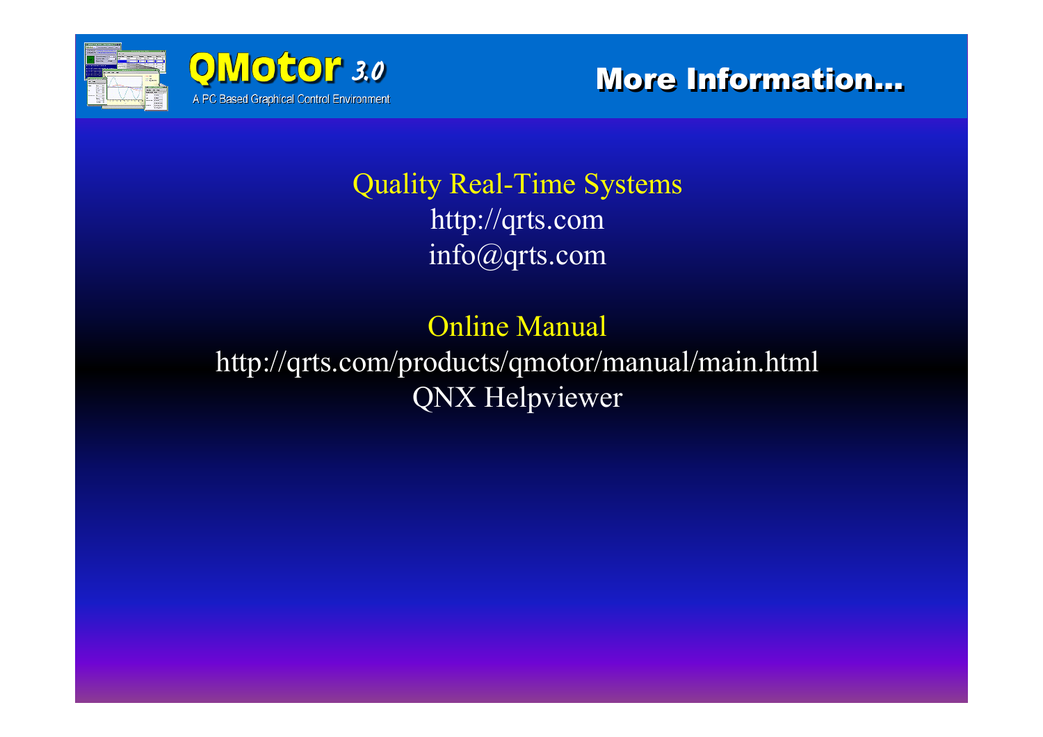# More Information...

Quality Real-Time Systems
http://qrts.com
info@qrts.com

Online Manual
http://qrts.com/products/qmotor/manual/main.html
QNX Helpviewer